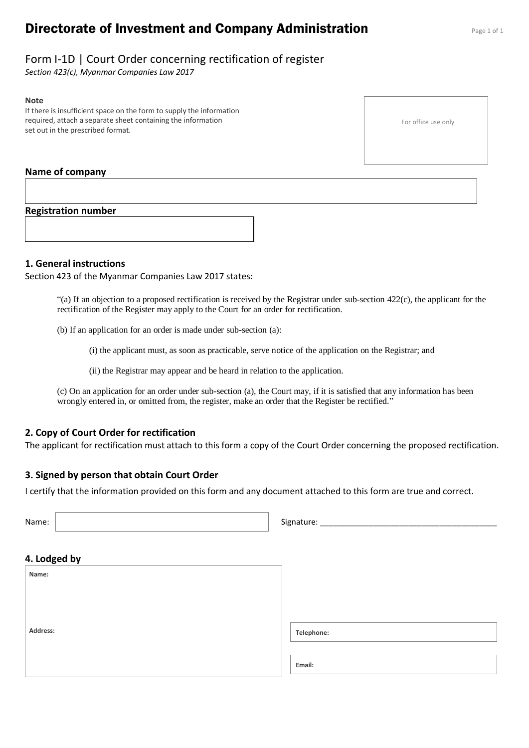# Directorate of Investment and Company Administration

## Form I-1D | Court Order concerning rectification of register

*Section 423(c), Myanmar Companies Law 2017*

**Note**
If there is insufficient space on the form to supply the information required, attach a separate sheet containing the information set out in the prescribed format.

For office use only

**Name of company**

**Registration number**

### 1. General instructions

Section 423 of the Myanmar Companies Law 2017 states:

> "(a) If an objection to a proposed rectification is received by the Registrar under sub-section 422(c), the applicant for the rectification of the Register may apply to the Court for an order for rectification.
>
> (b) If an application for an order is made under sub-section (a):
>
> (i) the applicant must, as soon as practicable, serve notice of the application on the Registrar; and
>
> (ii) the Registrar may appear and be heard in relation to the application.
>
> (c) On an application for an order under sub-section (a), the Court may, if it is satisfied that any information has been wrongly entered in, or omitted from, the register, make an order that the Register be rectified."

### 2. Copy of Court Order for rectification

The applicant for rectification must attach to this form a copy of the Court Order concerning the proposed rectification.

### 3. Signed by person that obtain Court Order

I certify that the information provided on this form and any document attached to this form are true and correct.

Name: 

Signature: ______________________________________

### 4. Lodged by

**Name:**

**Address:**

**Telephone:**

**Email:**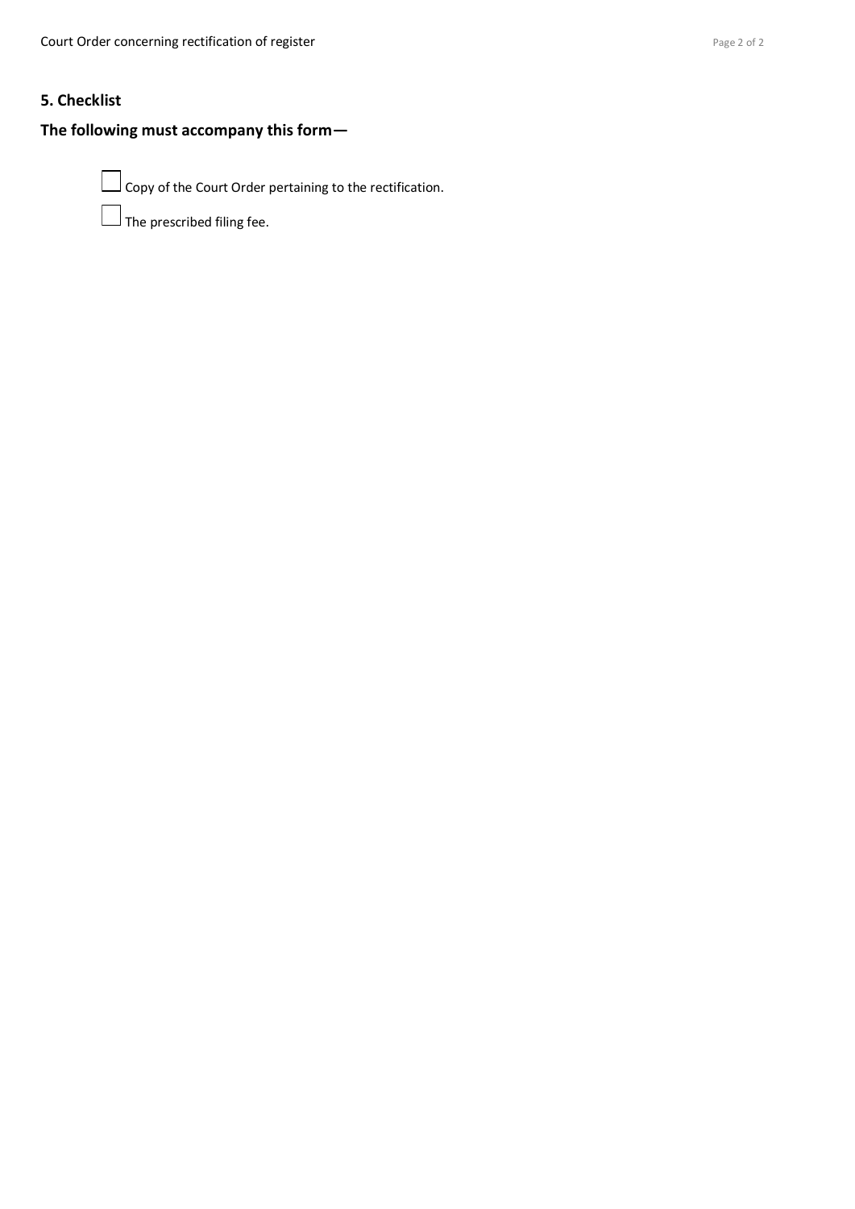## 5. Checklist

## The following must accompany this form—

- ☐ Copy of the Court Order pertaining to the rectification.
- ☐ The prescribed filing fee.